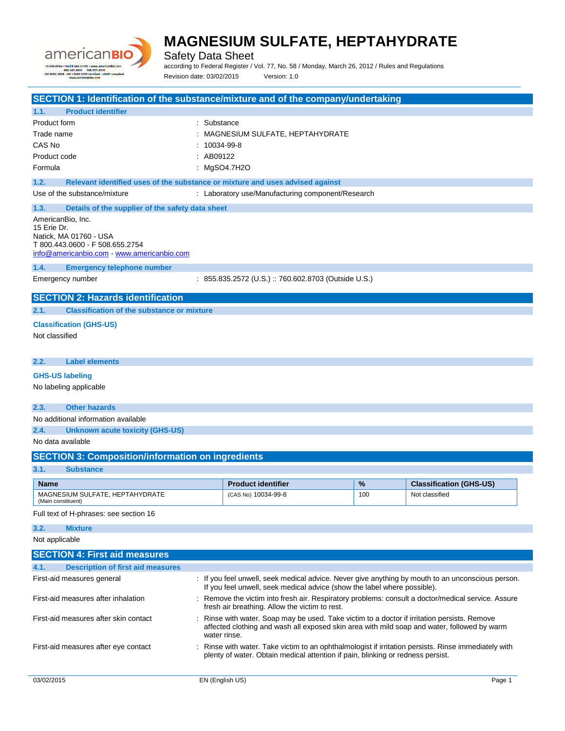# MAGNESIUM SULFATE, HEPTAHYDRATE

Safety Data Sheet

according to Federal Register / Vol. 77, No. 58 / Monday, March 26, 2012 / Rules and Regulations

Revision date: 03/02/2015 Version: 1.0

## SECTION 1: Identification of the substance/mixture and of the company/undertaking

### 1.1. Product identifier

Product form : Substance

Trade name : MAGNESIUM SULFATE, HEPTAHYDRATE

CAS No : 10034-99-8

Product code : AB09122

Formula : $MgSO_4.7H_2O$

### 1.2. Relevant identified uses of the substance or mixture and uses advised against

Use of the substance/mixture : Laboratory use/Manufacturing component/Research

### 1.3. Details of the supplier of the safety data sheet

AmericanBio, Inc.
15 Erie Dr.
Natick, MA 01760 - USA
T 800.443.0600 - F 508.655.2754
info@americanbio.com - www.americanbio.com

### 1.4. Emergency telephone number

Emergency number : 855.835.2572 (U.S.) :: 760.602.8703 (Outside U.S.)

## SECTION 2: Hazards identification

### 2.1. Classification of the substance or mixture

**Classification (GHS-US)**

Not classified

### 2.2. Label elements

**GHS-US labeling**

No labeling applicable

### 2.3. Other hazards

No additional information available

### 2.4. Unknown acute toxicity (GHS-US)

No data available

## SECTION 3: Composition/information on ingredients

### 3.1. Substance

| Name | Product identifier | % | Classification (GHS-US) |
|---|---|---|---|
| MAGNESIUM SULFATE, HEPTAHYDRATE (Main constituent) | (CAS No) 10034-99-8 | 100 | Not classified |

Full text of H-phrases: see section 16

### 3.2. Mixture

Not applicable

## SECTION 4: First aid measures

### 4.1. Description of first aid measures

First-aid measures general : If you feel unwell, seek medical advice. Never give anything by mouth to an unconscious person. If you feel unwell, seek medical advice (show the label where possible).

First-aid measures after inhalation : Remove the victim into fresh air. Respiratory problems: consult a doctor/medical service. Assure fresh air breathing. Allow the victim to rest.

First-aid measures after skin contact : Rinse with water. Soap may be used. Take victim to a doctor if irritation persists. Remove affected clothing and wash all exposed skin area with mild soap and water, followed by warm water rinse.

First-aid measures after eye contact : Rinse with water. Take victim to an ophthalmologist if irritation persists. Rinse immediately with plenty of water. Obtain medical attention if pain, blinking or redness persist.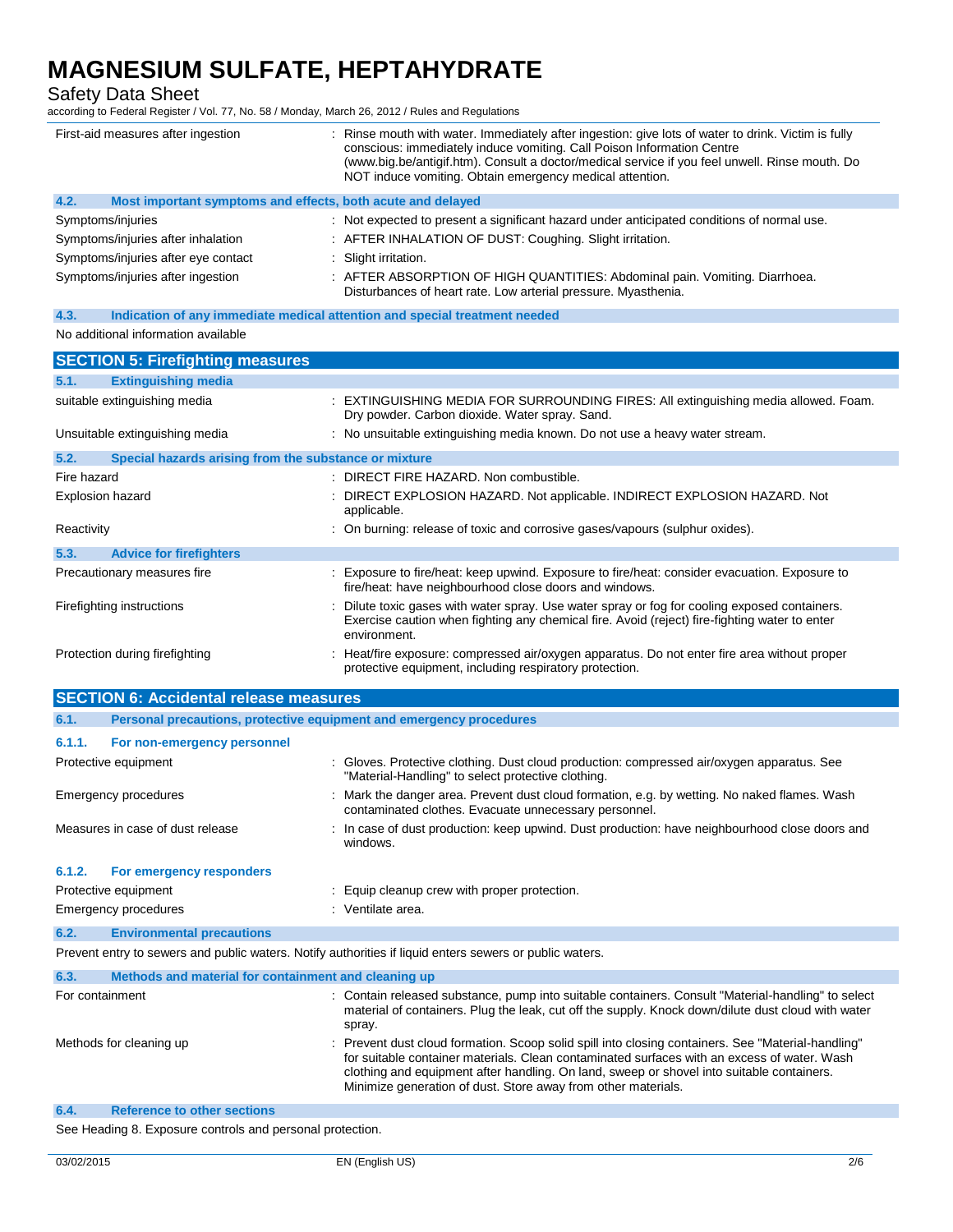| | |
|---|---|
| First-aid measures after ingestion | : Rinse mouth with water. Immediately after ingestion: give lots of water to drink. Victim is fully conscious: immediately induce vomiting. Call Poison Information Centre (www.big.be/antigif.htm). Consult a doctor/medical service if you feel unwell. Rinse mouth. Do NOT induce vomiting. Obtain emergency medical attention. |

### 4.2. Most important symptoms and effects, both acute and delayed

| | |
|---|---|
| Symptoms/injuries | : Not expected to present a significant hazard under anticipated conditions of normal use. |
| Symptoms/injuries after inhalation | : AFTER INHALATION OF DUST: Coughing. Slight irritation. |
| Symptoms/injuries after eye contact | : Slight irritation. |
| Symptoms/injuries after ingestion | : AFTER ABSORPTION OF HIGH QUANTITIES: Abdominal pain. Vomiting. Diarrhoea. Disturbances of heart rate. Low arterial pressure. Myasthenia. |

### 4.3. Indication of any immediate medical attention and special treatment needed

No additional information available

## SECTION 5: Firefighting measures

### 5.1. Extinguishing media

| | |
|---|---|
| suitable extinguishing media | : EXTINGUISHING MEDIA FOR SURROUNDING FIRES: All extinguishing media allowed. Foam. Dry powder. Carbon dioxide. Water spray. Sand. |
| Unsuitable extinguishing media | : No unsuitable extinguishing media known. Do not use a heavy water stream. |

### 5.2. Special hazards arising from the substance or mixture

| | |
|---|---|
| Fire hazard | : DIRECT FIRE HAZARD. Non combustible. |
| Explosion hazard | : DIRECT EXPLOSION HAZARD. Not applicable. INDIRECT EXPLOSION HAZARD. Not applicable. |
| Reactivity | : On burning: release of toxic and corrosive gases/vapours (sulphur oxides). |

### 5.3. Advice for firefighters

| | |
|---|---|
| Precautionary measures fire | : Exposure to fire/heat: keep upwind. Exposure to fire/heat: consider evacuation. Exposure to fire/heat: have neighbourhood close doors and windows. |
| Firefighting instructions | : Dilute toxic gases with water spray. Use water spray or fog for cooling exposed containers. Exercise caution when fighting any chemical fire. Avoid (reject) fire-fighting water to enter environment. |
| Protection during firefighting | : Heat/fire exposure: compressed air/oxygen apparatus. Do not enter fire area without proper protective equipment, including respiratory protection. |

## SECTION 6: Accidental release measures

### 6.1. Personal precautions, protective equipment and emergency procedures

#### 6.1.1. For non-emergency personnel

| | |
|---|---|
| Protective equipment | : Gloves. Protective clothing. Dust cloud production: compressed air/oxygen apparatus. See "Material-Handling" to select protective clothing. |
| Emergency procedures | : Mark the danger area. Prevent dust cloud formation, e.g. by wetting. No naked flames. Wash contaminated clothes. Evacuate unnecessary personnel. |
| Measures in case of dust release | : In case of dust production: keep upwind. Dust production: have neighbourhood close doors and windows. |

#### 6.1.2. For emergency responders

| | |
|---|---|
| Protective equipment | : Equip cleanup crew with proper protection. |
| Emergency procedures | : Ventilate area. |

### 6.2. Environmental precautions

Prevent entry to sewers and public waters. Notify authorities if liquid enters sewers or public waters.

### 6.3. Methods and material for containment and cleaning up

| | |
|---|---|
| For containment | : Contain released substance, pump into suitable containers. Consult "Material-handling" to select material of containers. Plug the leak, cut off the supply. Knock down/dilute dust cloud with water spray. |
| Methods for cleaning up | : Prevent dust cloud formation. Scoop solid spill into closing containers. See "Material-handling" for suitable container materials. Clean contaminated surfaces with an excess of water. Wash clothing and equipment after handling. On land, sweep or shovel into suitable containers. Minimize generation of dust. Store away from other materials. |

### 6.4. Reference to other sections

See Heading 8. Exposure controls and personal protection.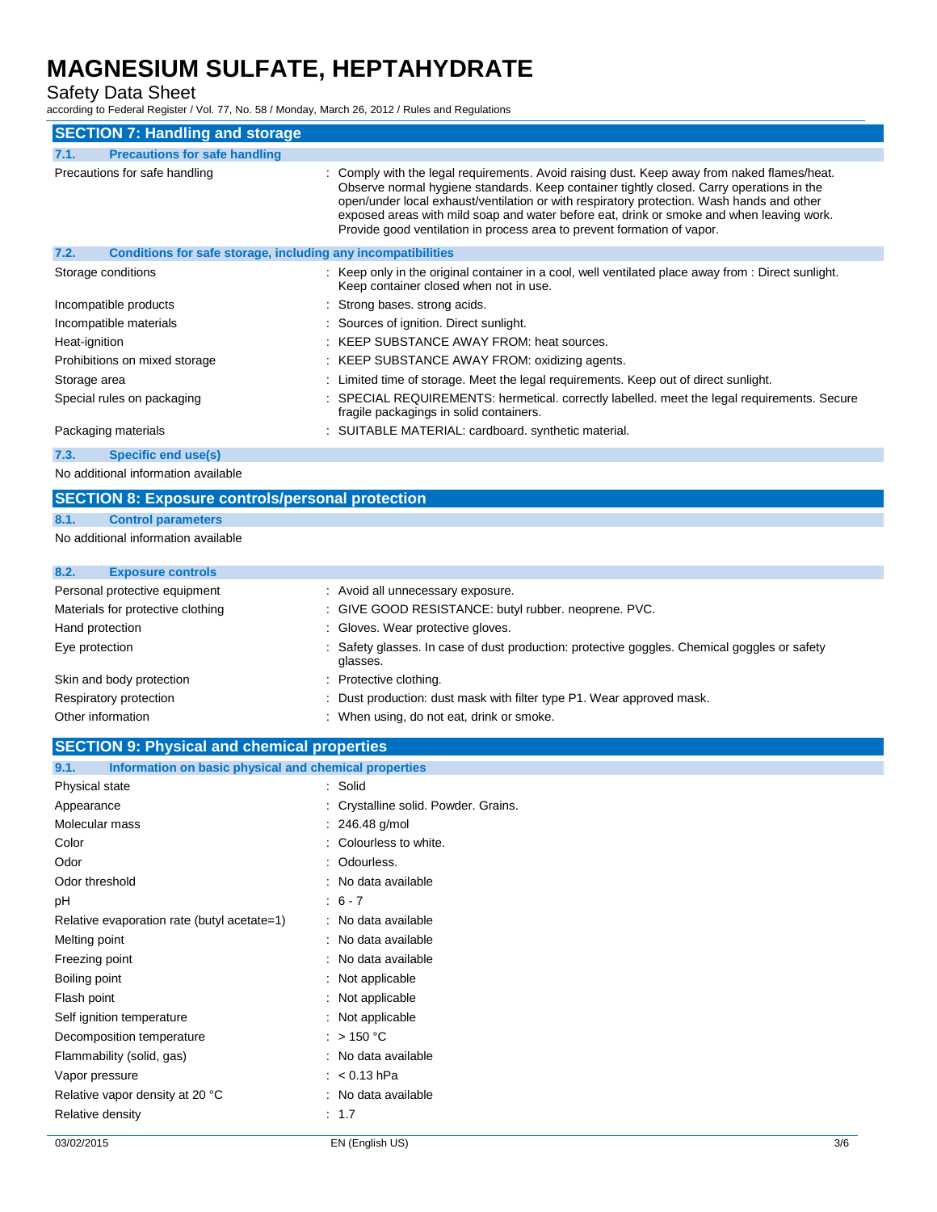## SECTION 7: Handling and storage

### 7.1. Precautions for safe handling

| | |
|---|---|
| Precautions for safe handling | : Comply with the legal requirements. Avoid raising dust. Keep away from naked flames/heat. Observe normal hygiene standards. Keep container tightly closed. Carry operations in the open/under local exhaust/ventilation or with respiratory protection. Wash hands and other exposed areas with mild soap and water before eat, drink or smoke and when leaving work. Provide good ventilation in process area to prevent formation of vapor. |

### 7.2. Conditions for safe storage, including any incompatibilities

| | |
|---|---|
| Storage conditions | : Keep only in the original container in a cool, well ventilated place away from : Direct sunlight. Keep container closed when not in use. |
| Incompatible products | : Strong bases. strong acids. |
| Incompatible materials | : Sources of ignition. Direct sunlight. |
| Heat-ignition | : KEEP SUBSTANCE AWAY FROM: heat sources. |
| Prohibitions on mixed storage | : KEEP SUBSTANCE AWAY FROM: oxidizing agents. |
| Storage area | : Limited time of storage. Meet the legal requirements. Keep out of direct sunlight. |
| Special rules on packaging | : SPECIAL REQUIREMENTS: hermetical. correctly labelled. meet the legal requirements. Secure fragile packagings in solid containers. |
| Packaging materials | : SUITABLE MATERIAL: cardboard. synthetic material. |

### 7.3. Specific end use(s)

No additional information available

## SECTION 8: Exposure controls/personal protection

### 8.1. Control parameters

No additional information available

### 8.2. Exposure controls

| | |
|---|---|
| Personal protective equipment | : Avoid all unnecessary exposure. |
| Materials for protective clothing | : GIVE GOOD RESISTANCE: butyl rubber. neoprene. PVC. |
| Hand protection | : Gloves. Wear protective gloves. |
| Eye protection | : Safety glasses. In case of dust production: protective goggles. Chemical goggles or safety glasses. |
| Skin and body protection | : Protective clothing. |
| Respiratory protection | : Dust production: dust mask with filter type P1. Wear approved mask. |
| Other information | : When using, do not eat, drink or smoke. |

## SECTION 9: Physical and chemical properties

### 9.1. Information on basic physical and chemical properties

| | |
|---|---|
| Physical state | : Solid |
| Appearance | : Crystalline solid. Powder. Grains. |
| Molecular mass | : 246.48 g/mol |
| Color | : Colourless to white. |
| Odor | : Odourless. |
| Odor threshold | : No data available |
| pH | : 6 - 7 |
| Relative evaporation rate (butyl acetate=1) | : No data available |
| Melting point | : No data available |
| Freezing point | : No data available |
| Boiling point | : Not applicable |
| Flash point | : Not applicable |
| Self ignition temperature | : Not applicable |
| Decomposition temperature | : > 150 °C |
| Flammability (solid, gas) | : No data available |
| Vapor pressure | : < 0.13 hPa |
| Relative vapor density at 20 °C | : No data available |
| Relative density | : 1.7 |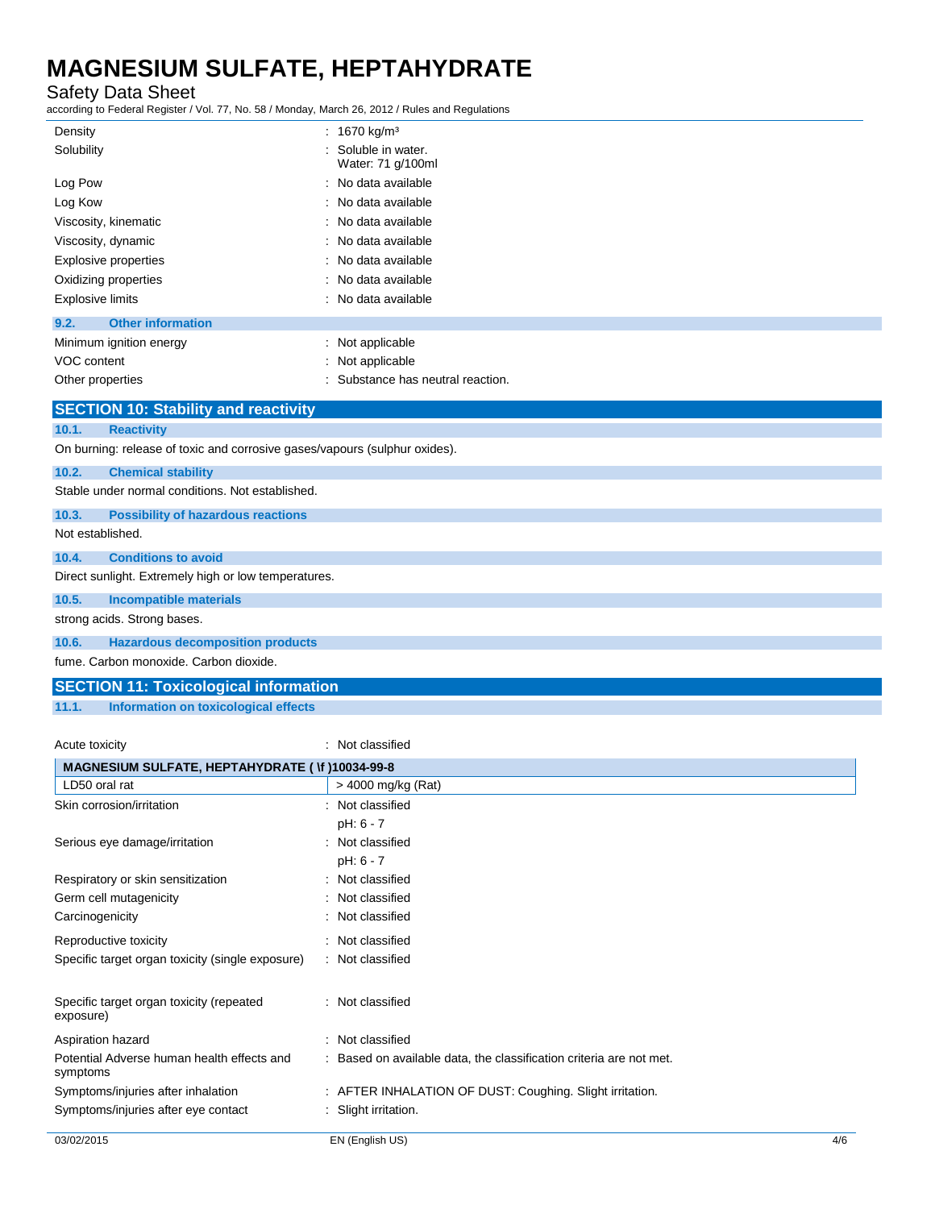| | |
|---|---|
| Density | : 1670 kg/m³ |
| Solubility | : Soluble in water. Water: 71 g/100ml |
| Log Pow | : No data available |
| Log Kow | : No data available |
| Viscosity, kinematic | : No data available |
| Viscosity, dynamic | : No data available |
| Explosive properties | : No data available |
| Oxidizing properties | : No data available |
| Explosive limits | : No data available |

### 9.2. Other information

| | |
|---|---|
| Minimum ignition energy | : Not applicable |
| VOC content | : Not applicable |
| Other properties | : Substance has neutral reaction. |

## SECTION 10: Stability and reactivity

### 10.1. Reactivity

On burning: release of toxic and corrosive gases/vapours (sulphur oxides).

### 10.2. Chemical stability

Stable under normal conditions. Not established.

### 10.3. Possibility of hazardous reactions

Not established.

### 10.4. Conditions to avoid

Direct sunlight. Extremely high or low temperatures.

### 10.5. Incompatible materials

strong acids. Strong bases.

### 10.6. Hazardous decomposition products

fume. Carbon monoxide. Carbon dioxide.

## SECTION 11: Toxicological information

### 11.1. Information on toxicological effects

Acute toxicity : Not classified

| MAGNESIUM SULFATE, HEPTAHYDRATE ( \f )10034-99-8 | |
|---|---|
| LD50 oral rat | > 4000 mg/kg (Rat) |

| | |
|---|---|
| Skin corrosion/irritation | : Not classified<br>pH: 6 - 7 |
| Serious eye damage/irritation | : Not classified<br>pH: 6 - 7 |
| Respiratory or skin sensitization | : Not classified |
| Germ cell mutagenicity | : Not classified |
| Carcinogenicity | : Not classified |
| Reproductive toxicity | : Not classified |
| Specific target organ toxicity (single exposure) | : Not classified |
| Specific target organ toxicity (repeated exposure) | : Not classified |
| Aspiration hazard | : Not classified |
| Potential Adverse human health effects and symptoms | : Based on available data, the classification criteria are not met. |
| Symptoms/injuries after inhalation | : AFTER INHALATION OF DUST: Coughing. Slight irritation. |
| Symptoms/injuries after eye contact | : Slight irritation. |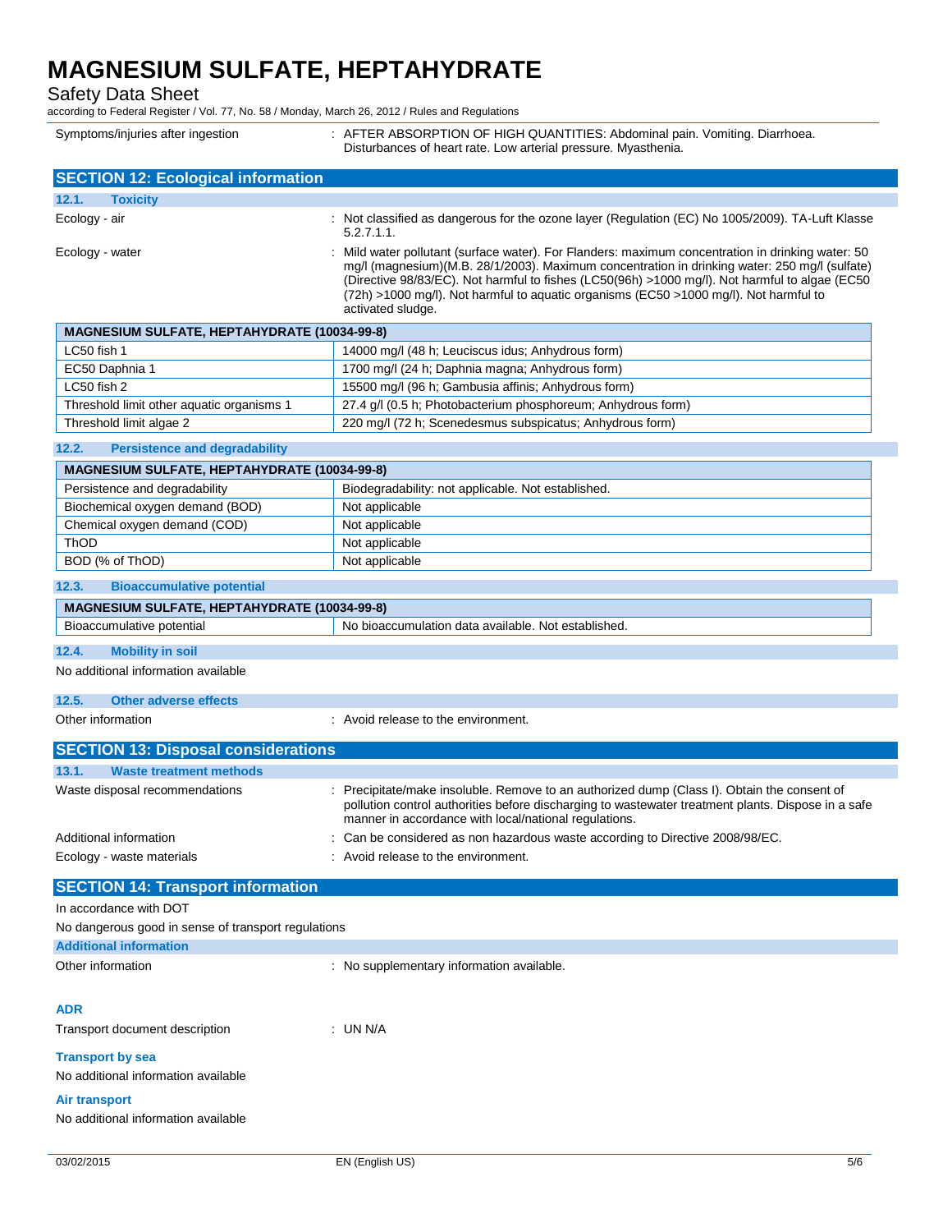Symptoms/injuries after ingestion : AFTER ABSORPTION OF HIGH QUANTITIES: Abdominal pain. Vomiting. Diarrhoea. Disturbances of heart rate. Low arterial pressure. Myasthenia.

## SECTION 12: Ecological information

### 12.1. Toxicity

Ecology - air : Not classified as dangerous for the ozone layer (Regulation (EC) No 1005/2009). TA-Luft Klasse 5.2.7.1.1.

Ecology - water : Mild water pollutant (surface water). For Flanders: maximum concentration in drinking water: 50 mg/l (magnesium)(M.B. 28/1/2003). Maximum concentration in drinking water: 250 mg/l (sulfate) (Directive 98/83/EC). Not harmful to fishes (LC50(96h) >1000 mg/l). Not harmful to algae (EC50 (72h) >1000 mg/l). Not harmful to aquatic organisms (EC50 >1000 mg/l). Not harmful to activated sludge.

| MAGNESIUM SULFATE, HEPTAHYDRATE (10034-99-8) | |
|---|---|
| LC50 fish 1 | 14000 mg/l (48 h; Leuciscus idus; Anhydrous form) |
| EC50 Daphnia 1 | 1700 mg/l (24 h; Daphnia magna; Anhydrous form) |
| LC50 fish 2 | 15500 mg/l (96 h; Gambusia affinis; Anhydrous form) |
| Threshold limit other aquatic organisms 1 | 27.4 g/l (0.5 h; Photobacterium phosphoreum; Anhydrous form) |
| Threshold limit algae 2 | 220 mg/l (72 h; Scenedesmus subspicatus; Anhydrous form) |

### 12.2. Persistence and degradability

| MAGNESIUM SULFATE, HEPTAHYDRATE (10034-99-8) | |
|---|---|
| Persistence and degradability | Biodegradability: not applicable. Not established. |
| Biochemical oxygen demand (BOD) | Not applicable |
| Chemical oxygen demand (COD) | Not applicable |
| ThOD | Not applicable |
| BOD (% of ThOD) | Not applicable |

### 12.3. Bioaccumulative potential

| MAGNESIUM SULFATE, HEPTAHYDRATE (10034-99-8) | |
|---|---|
| Bioaccumulative potential | No bioaccumulation data available. Not established. |

### 12.4. Mobility in soil

No additional information available

### 12.5. Other adverse effects

Other information : Avoid release to the environment.

## SECTION 13: Disposal considerations

### 13.1. Waste treatment methods

Waste disposal recommendations : Precipitate/make insoluble. Remove to an authorized dump (Class I). Obtain the consent of pollution control authorities before discharging to wastewater treatment plants. Dispose in a safe manner in accordance with local/national regulations.

Additional information : Can be considered as non hazardous waste according to Directive 2008/98/EC.

Ecology - waste materials : Avoid release to the environment.

## SECTION 14: Transport information

In accordance with DOT

No dangerous good in sense of transport regulations

### Additional information

Other information : No supplementary information available.

### ADR

Transport document description : UN N/A

### Transport by sea

No additional information available

### Air transport

No additional information available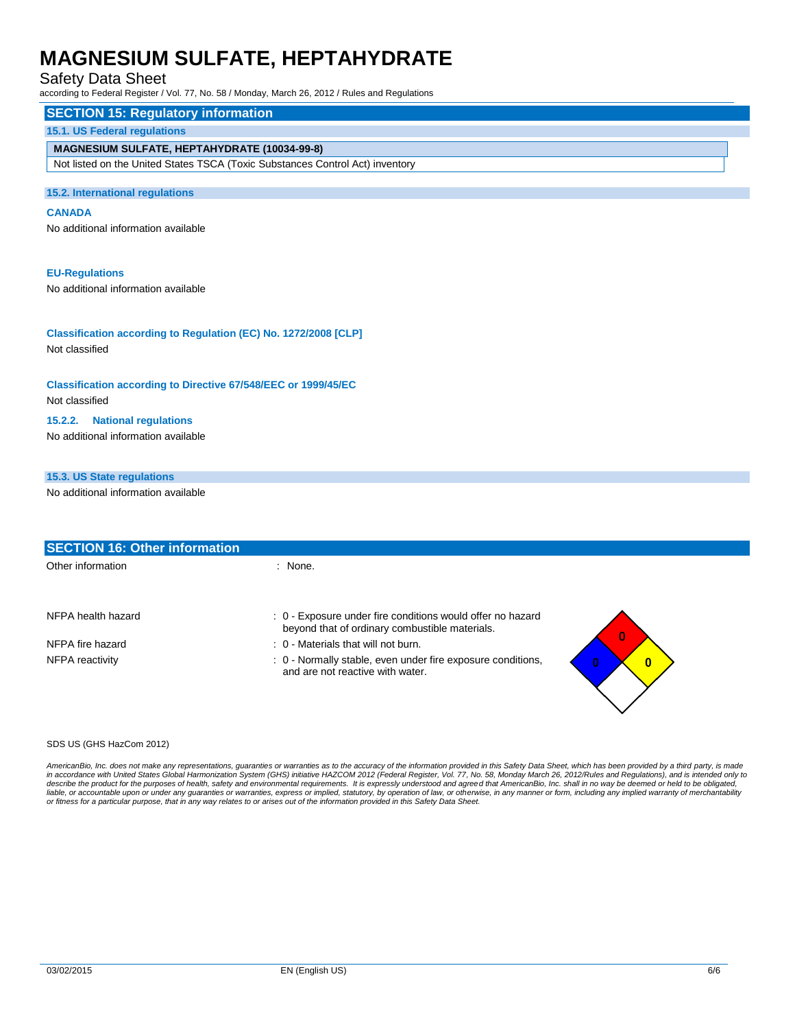## SECTION 15: Regulatory information

### 15.1. US Federal regulations

**MAGNESIUM SULFATE, HEPTAHYDRATE (10034-99-8)**

Not listed on the United States TSCA (Toxic Substances Control Act) inventory

### 15.2. International regulations

**CANADA**

No additional information available

**EU-Regulations**

No additional information available

**Classification according to Regulation (EC) No. 1272/2008 [CLP]**

Not classified

**Classification according to Directive 67/548/EEC or 1999/45/EC**

Not classified

**15.2.2. National regulations**

No additional information available

### 15.3. US State regulations

No additional information available

## SECTION 16: Other information

Other information : None.

NFPA health hazard : 0 - Exposure under fire conditions would offer no hazard beyond that of ordinary combustible materials.

NFPA fire hazard : 0 - Materials that will not burn.

NFPA reactivity : 0 - Normally stable, even under fire exposure conditions, and are not reactive with water.

0
0
0

SDS US (GHS HazCom 2012)

*AmericanBio, Inc. does not make any representations, guaranties or warranties as to the accuracy of the information provided in this Safety Data Sheet, which has been provided by a third party, is made in accordance with United States Global Harmonization System (GHS) initiative HAZCOM 2012 (Federal Register, Vol. 77, No. 58, Monday March 26, 2012/Rules and Regulations), and is intended only to describe the product for the purposes of health, safety and environmental requirements. It is expressly understood and agreed that AmericanBio, Inc. shall in no way be deemed or held to be obligated, liable, or accountable upon or under any guaranties or warranties, express or implied, statutory, by operation of law, or otherwise, in any manner or form, including any implied warranty of merchantability or fitness for a particular purpose, that in any way relates to or arises out of the information provided in this Safety Data Sheet.*